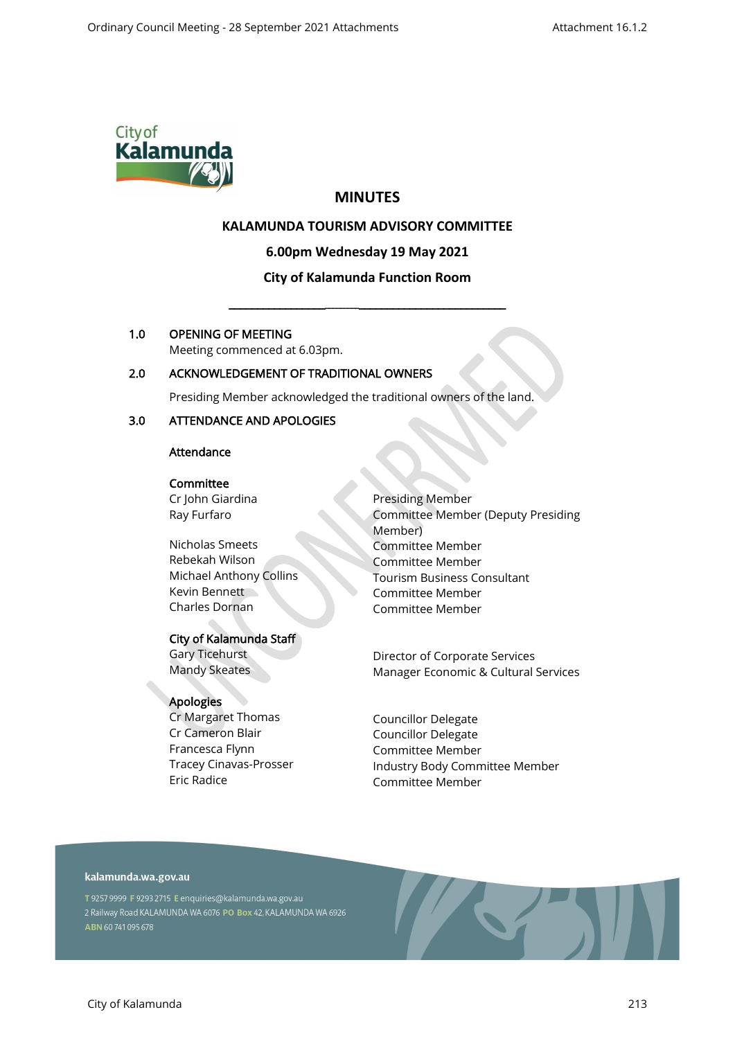# MINUTES

## KALAMUNDA TOURISM ADVISORY COMMITTEE

### 6.00pm Wednesday 19 May 2021

### City of Kalamunda Function Room

---

**1.0 OPENING OF MEETING**

Meeting commenced at 6.03pm.

**2.0 ACKNOWLEDGEMENT OF TRADITIONAL OWNERS**

Presiding Member acknowledged the traditional owners of the land.

**3.0 ATTENDANCE AND APOLOGIES**

**Attendance**

**Committee**

| | |
|---|---|
| Cr John Giardina | Presiding Member |
| Ray Furfaro | Committee Member (Deputy Presiding Member) |
| Nicholas Smeets | Committee Member |
| Rebekah Wilson | Committee Member |
| Michael Anthony Collins | Tourism Business Consultant |
| Kevin Bennett | Committee Member |
| Charles Dornan | Committee Member |

**City of Kalamunda Staff**

| | |
|---|---|
| Gary Ticehurst | Director of Corporate Services |
| Mandy Skeates | Manager Economic & Cultural Services |

**Apologies**

| | |
|---|---|
| Cr Margaret Thomas | Councillor Delegate |
| Cr Cameron Blair | Councillor Delegate |
| Francesca Flynn | Committee Member |
| Tracey Cinavas-Prosser | Industry Body Committee Member |
| Eric Radice | Committee Member |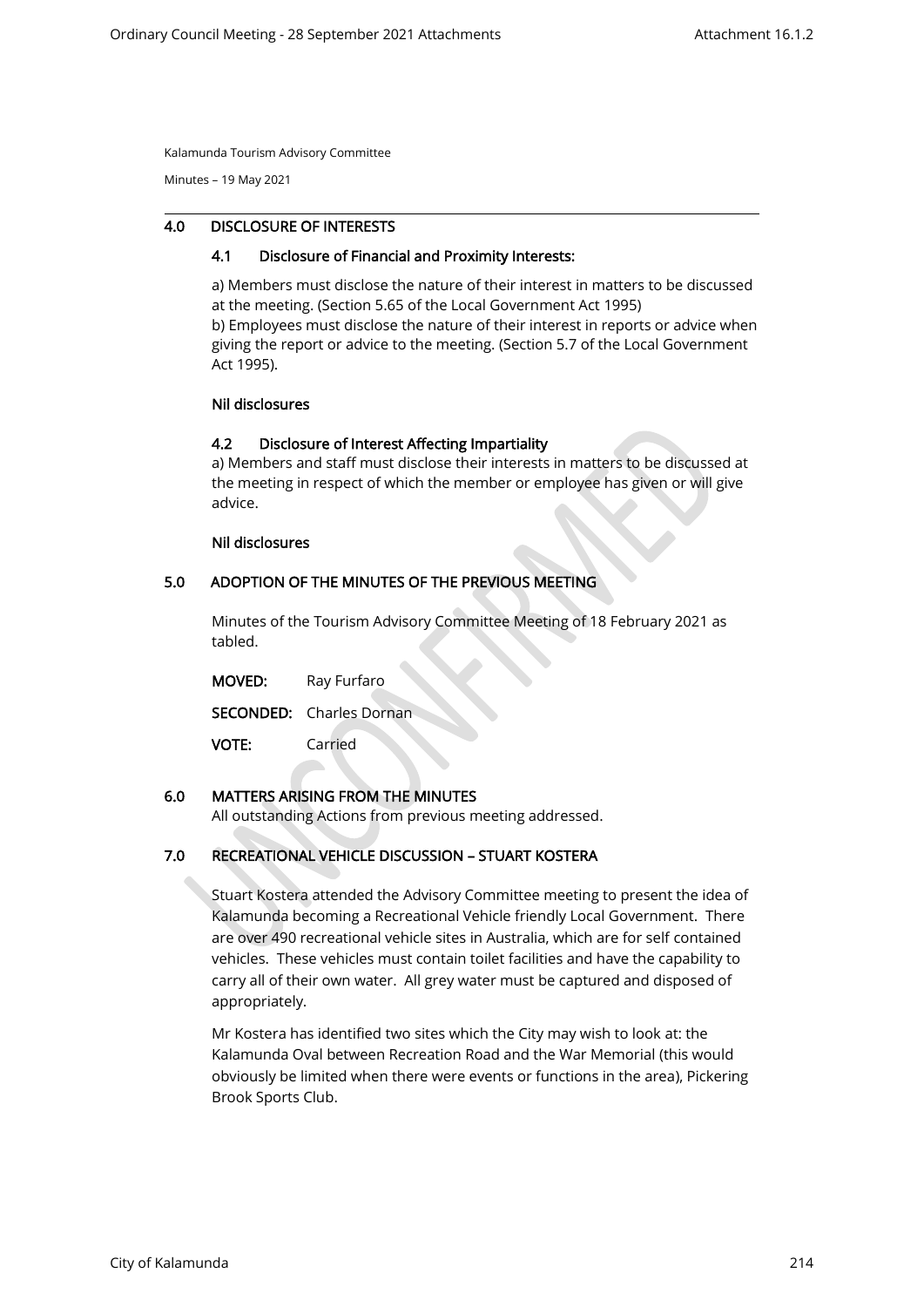Kalamunda Tourism Advisory Committee

Minutes – 19 May 2021

## 4.0 DISCLOSURE OF INTERESTS

### 4.1 Disclosure of Financial and Proximity Interests:

a) Members must disclose the nature of their interest in matters to be discussed at the meeting. (Section 5.65 of the Local Government Act 1995)
b) Employees must disclose the nature of their interest in reports or advice when giving the report or advice to the meeting. (Section 5.7 of the Local Government Act 1995).

**Nil disclosures**

### 4.2 Disclosure of Interest Affecting Impartiality

a) Members and staff must disclose their interests in matters to be discussed at the meeting in respect of which the member or employee has given or will give advice.

**Nil disclosures**

## 5.0 ADOPTION OF THE MINUTES OF THE PREVIOUS MEETING

Minutes of the Tourism Advisory Committee Meeting of 18 February 2021 as tabled.

**MOVED:** Ray Furfaro

**SECONDED:** Charles Dornan

**VOTE:** Carried

## 6.0 MATTERS ARISING FROM THE MINUTES

All outstanding Actions from previous meeting addressed.

## 7.0 RECREATIONAL VEHICLE DISCUSSION – STUART KOSTERA

Stuart Kostera attended the Advisory Committee meeting to present the idea of Kalamunda becoming a Recreational Vehicle friendly Local Government. There are over 490 recreational vehicle sites in Australia, which are for self contained vehicles. These vehicles must contain toilet facilities and have the capability to carry all of their own water. All grey water must be captured and disposed of appropriately.

Mr Kostera has identified two sites which the City may wish to look at: the Kalamunda Oval between Recreation Road and the War Memorial (this would obviously be limited when there were events or functions in the area), Pickering Brook Sports Club.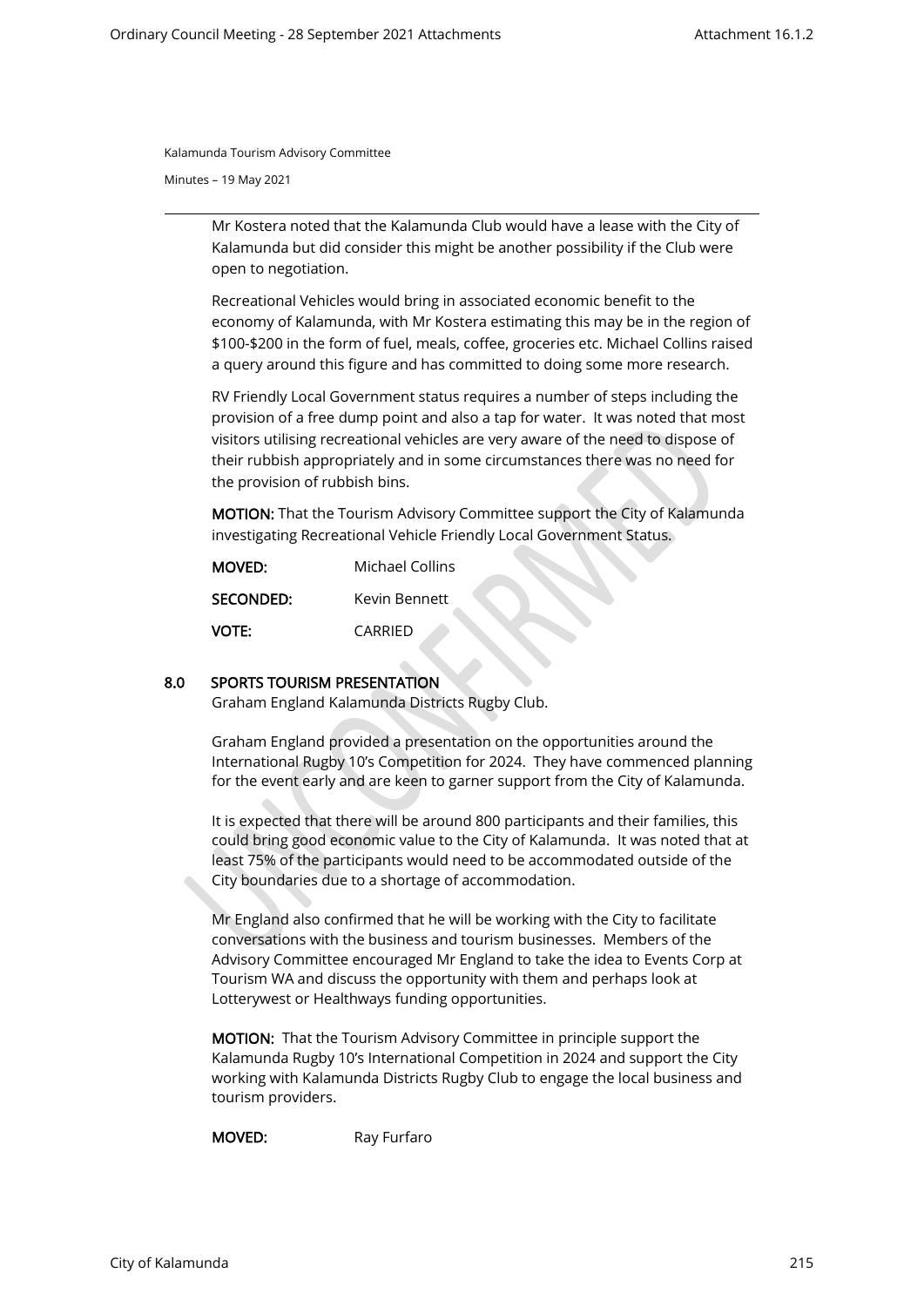Mr Kostera noted that the Kalamunda Club would have a lease with the City of Kalamunda but did consider this might be another possibility if the Club were open to negotiation.

Recreational Vehicles would bring in associated economic benefit to the economy of Kalamunda, with Mr Kostera estimating this may be in the region of $100-$200 in the form of fuel, meals, coffee, groceries etc. Michael Collins raised a query around this figure and has committed to doing some more research.

RV Friendly Local Government status requires a number of steps including the provision of a free dump point and also a tap for water. It was noted that most visitors utilising recreational vehicles are very aware of the need to dispose of their rubbish appropriately and in some circumstances there was no need for the provision of rubbish bins.

**MOTION:** That the Tourism Advisory Committee support the City of Kalamunda investigating Recreational Vehicle Friendly Local Government Status.

**MOVED:** Michael Collins

**SECONDED:** Kevin Bennett

**VOTE:** CARRIED

## 8.0 SPORTS TOURISM PRESENTATION

Graham England Kalamunda Districts Rugby Club.

Graham England provided a presentation on the opportunities around the International Rugby 10's Competition for 2024. They have commenced planning for the event early and are keen to garner support from the City of Kalamunda.

It is expected that there will be around 800 participants and their families, this could bring good economic value to the City of Kalamunda. It was noted that at least 75% of the participants would need to be accommodated outside of the City boundaries due to a shortage of accommodation.

Mr England also confirmed that he will be working with the City to facilitate conversations with the business and tourism businesses. Members of the Advisory Committee encouraged Mr England to take the idea to Events Corp at Tourism WA and discuss the opportunity with them and perhaps look at Lotterywest or Healthways funding opportunities.

**MOTION:** That the Tourism Advisory Committee in principle support the Kalamunda Rugby 10's International Competition in 2024 and support the City working with Kalamunda Districts Rugby Club to engage the local business and tourism providers.

**MOVED:** Ray Furfaro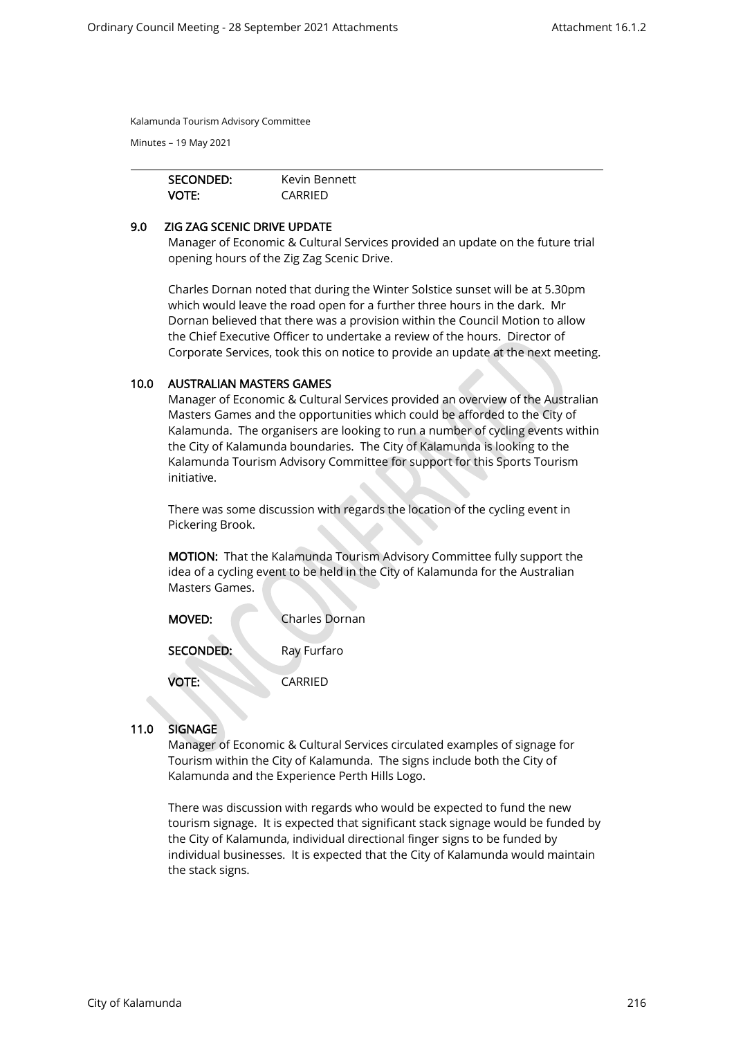Kalamunda Tourism Advisory Committee

Minutes – 19 May 2021

| | |
|---|---|
| **SECONDED:** | Kevin Bennett |
| **VOTE:** | CARRIED |

## 9.0 ZIG ZAG SCENIC DRIVE UPDATE

Manager of Economic & Cultural Services provided an update on the future trial opening hours of the Zig Zag Scenic Drive.

Charles Dornan noted that during the Winter Solstice sunset will be at 5.30pm which would leave the road open for a further three hours in the dark. Mr Dornan believed that there was a provision within the Council Motion to allow the Chief Executive Officer to undertake a review of the hours. Director of Corporate Services, took this on notice to provide an update at the next meeting.

## 10.0 AUSTRALIAN MASTERS GAMES

Manager of Economic & Cultural Services provided an overview of the Australian Masters Games and the opportunities which could be afforded to the City of Kalamunda. The organisers are looking to run a number of cycling events within the City of Kalamunda boundaries. The City of Kalamunda is looking to the Kalamunda Tourism Advisory Committee for support for this Sports Tourism initiative.

There was some discussion with regards the location of the cycling event in Pickering Brook.

**MOTION:** That the Kalamunda Tourism Advisory Committee fully support the idea of a cycling event to be held in the City of Kalamunda for the Australian Masters Games.

| | |
|---|---|
| **MOVED:** | Charles Dornan |
| **SECONDED:** | Ray Furfaro |
| **VOTE:** | CARRIED |

## 11.0 SIGNAGE

Manager of Economic & Cultural Services circulated examples of signage for Tourism within the City of Kalamunda. The signs include both the City of Kalamunda and the Experience Perth Hills Logo.

There was discussion with regards who would be expected to fund the new tourism signage. It is expected that significant stack signage would be funded by the City of Kalamunda, individual directional finger signs to be funded by individual businesses. It is expected that the City of Kalamunda would maintain the stack signs.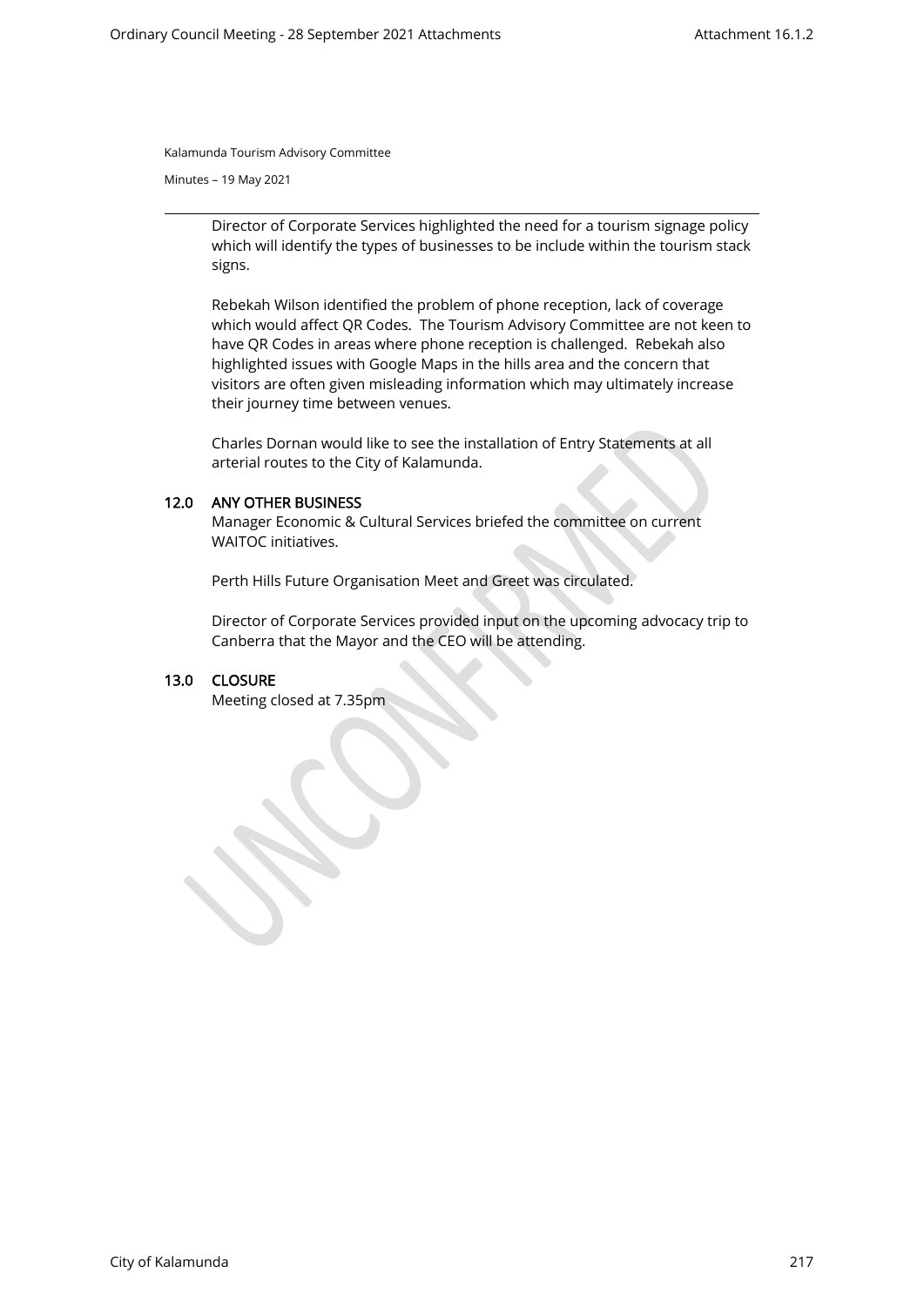Director of Corporate Services highlighted the need for a tourism signage policy which will identify the types of businesses to be include within the tourism stack signs.

Rebekah Wilson identified the problem of phone reception, lack of coverage which would affect QR Codes. The Tourism Advisory Committee are not keen to have QR Codes in areas where phone reception is challenged. Rebekah also highlighted issues with Google Maps in the hills area and the concern that visitors are often given misleading information which may ultimately increase their journey time between venues.

Charles Dornan would like to see the installation of Entry Statements at all arterial routes to the City of Kalamunda.

## 12.0 ANY OTHER BUSINESS

Manager Economic & Cultural Services briefed the committee on current WAITOC initiatives.

Perth Hills Future Organisation Meet and Greet was circulated.

Director of Corporate Services provided input on the upcoming advocacy trip to Canberra that the Mayor and the CEO will be attending.

## 13.0 CLOSURE

Meeting closed at 7.35pm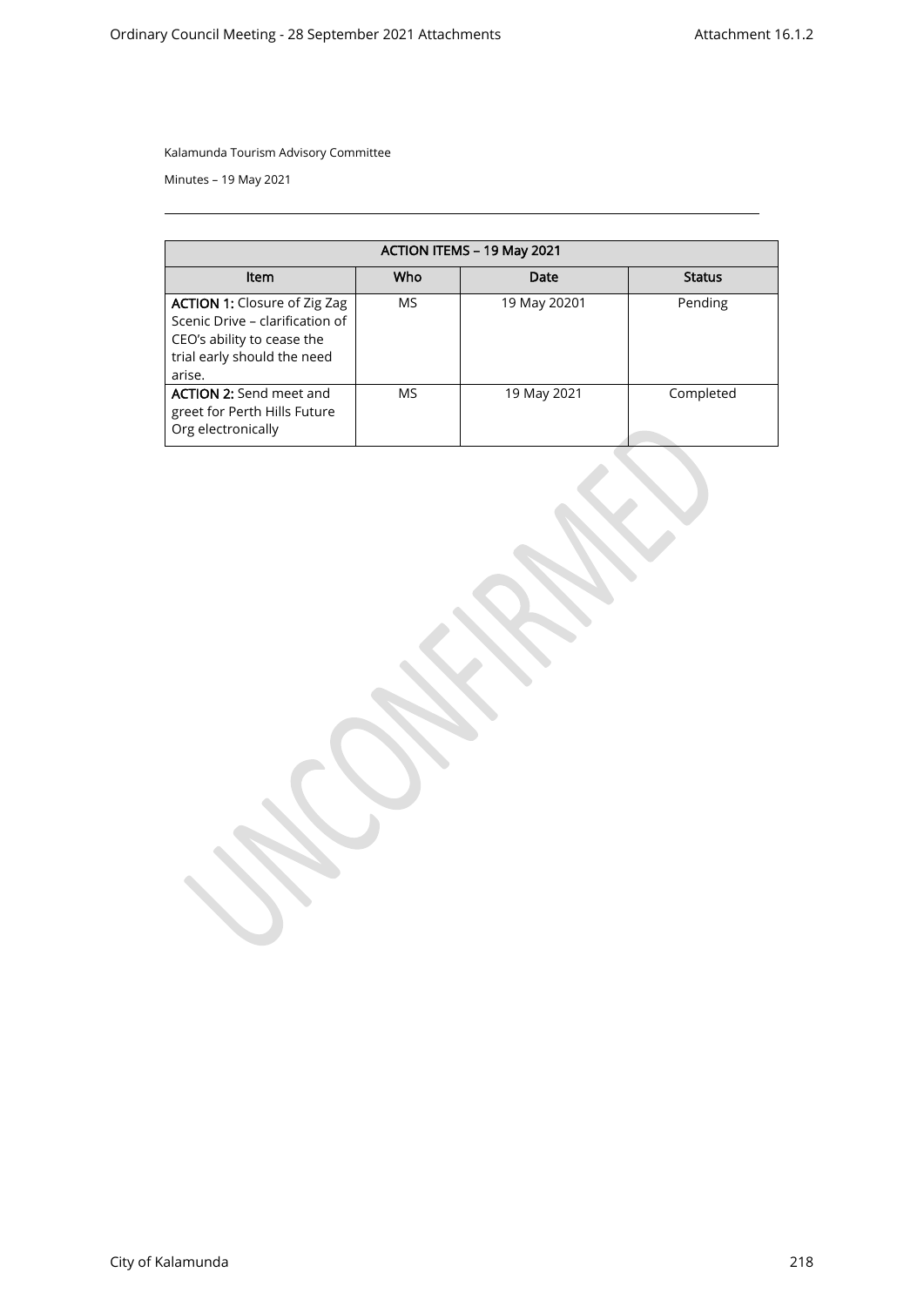Kalamunda Tourism Advisory Committee

Minutes – 19 May 2021

| ACTION ITEMS – 19 May 2021 | | | |
|---|---|---|---|
| **Item** | **Who** | **Date** | **Status** |
| **ACTION 1:** Closure of Zig Zag Scenic Drive – clarification of CEO's ability to cease the trial early should the need arise. | MS | 19 May 20201 | Pending |
| **ACTION 2:** Send meet and greet for Perth Hills Future Org electronically | MS | 19 May 2021 | Completed |

UNCONFIRMED